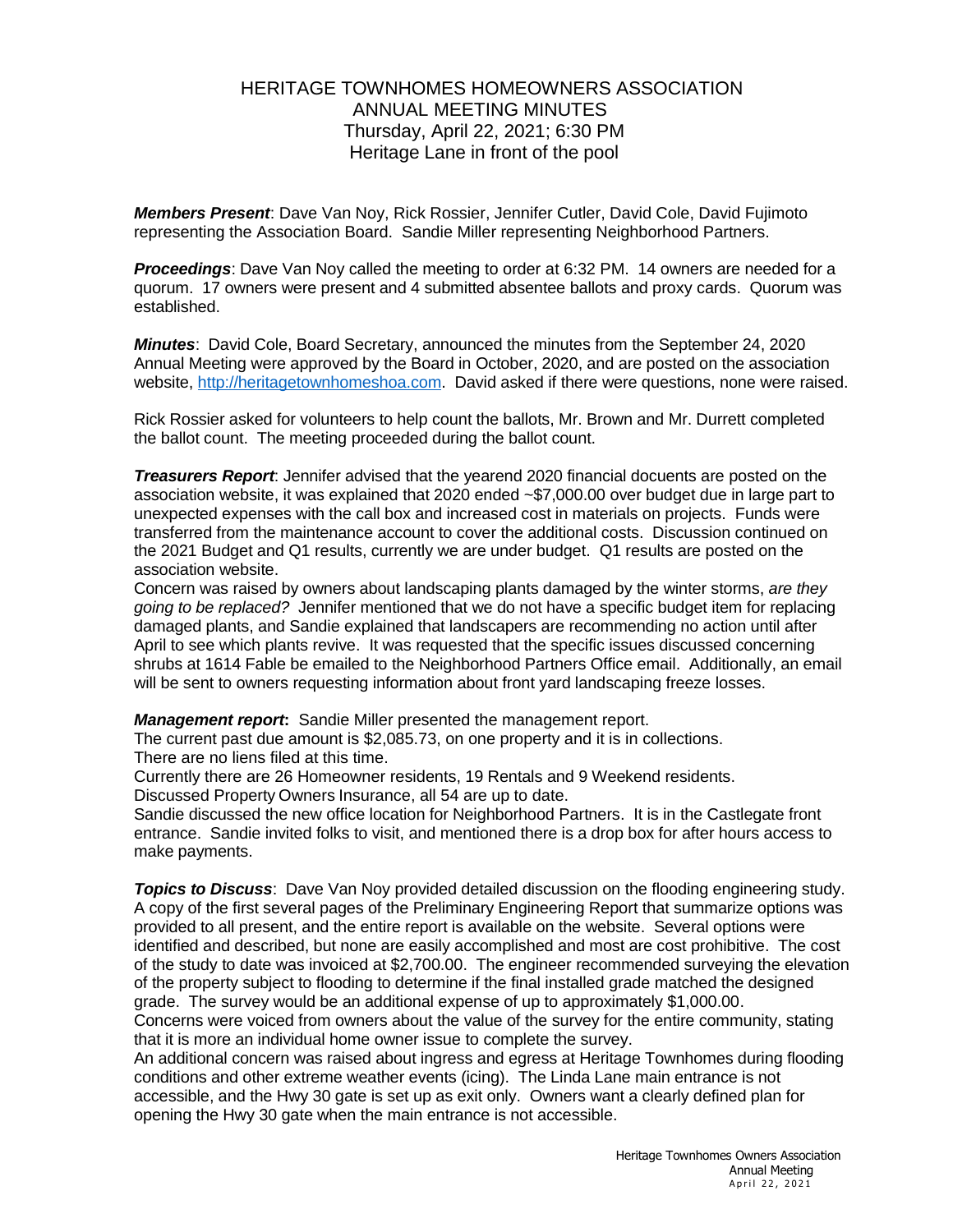# HERITAGE TOWNHOMES HOMEOWNERS ASSOCIATION
## ANNUAL MEETING MINUTES
### Thursday, April 22, 2021; 6:30 PM
### Heritage Lane in front of the pool

***Members Present***: Dave Van Noy, Rick Rossier, Jennifer Cutler, David Cole, David Fujimoto representing the Association Board. Sandie Miller representing Neighborhood Partners.

***Proceedings***: Dave Van Noy called the meeting to order at 6:32 PM. 14 owners are needed for a quorum. 17 owners were present and 4 submitted absentee ballots and proxy cards. Quorum was established.

***Minutes***: David Cole, Board Secretary, announced the minutes from the September 24, 2020 Annual Meeting were approved by the Board in October, 2020, and are posted on the association website, http://heritagetownhomeshoa.com. David asked if there were questions, none were raised.

Rick Rossier asked for volunteers to help count the ballots, Mr. Brown and Mr. Durrett completed the ballot count. The meeting proceeded during the ballot count.

***Treasurers Report***: Jennifer advised that the yearend 2020 financial docuents are posted on the association website, it was explained that 2020 ended ~$7,000.00 over budget due in large part to unexpected expenses with the call box and increased cost in materials on projects. Funds were transferred from the maintenance account to cover the additional costs. Discussion continued on the 2021 Budget and Q1 results, currently we are under budget. Q1 results are posted on the association website.

Concern was raised by owners about landscaping plants damaged by the winter storms, *are they going to be replaced?* Jennifer mentioned that we do not have a specific budget item for replacing damaged plants, and Sandie explained that landscapers are recommending no action until after April to see which plants revive. It was requested that the specific issues discussed concerning shrubs at 1614 Fable be emailed to the Neighborhood Partners Office email. Additionally, an email will be sent to owners requesting information about front yard landscaping freeze losses.

***Management report*:** Sandie Miller presented the management report.

The current past due amount is $2,085.73, on one property and it is in collections.

There are no liens filed at this time.

Currently there are 26 Homeowner residents, 19 Rentals and 9 Weekend residents.

Discussed Property Owners Insurance, all 54 are up to date.

Sandie discussed the new office location for Neighborhood Partners. It is in the Castlegate front entrance. Sandie invited folks to visit, and mentioned there is a drop box for after hours access to make payments.

***Topics to Discuss***: Dave Van Noy provided detailed discussion on the flooding engineering study. A copy of the first several pages of the Preliminary Engineering Report that summarize options was provided to all present, and the entire report is available on the website. Several options were identified and described, but none are easily accomplished and most are cost prohibitive. The cost of the study to date was invoiced at $2,700.00. The engineer recommended surveying the elevation of the property subject to flooding to determine if the final installed grade matched the designed grade. The survey would be an additional expense of up to approximately $1,000.00.

Concerns were voiced from owners about the value of the survey for the entire community, stating that it is more an individual home owner issue to complete the survey.

An additional concern was raised about ingress and egress at Heritage Townhomes during flooding conditions and other extreme weather events (icing). The Linda Lane main entrance is not accessible, and the Hwy 30 gate is set up as exit only. Owners want a clearly defined plan for opening the Hwy 30 gate when the main entrance is not accessible.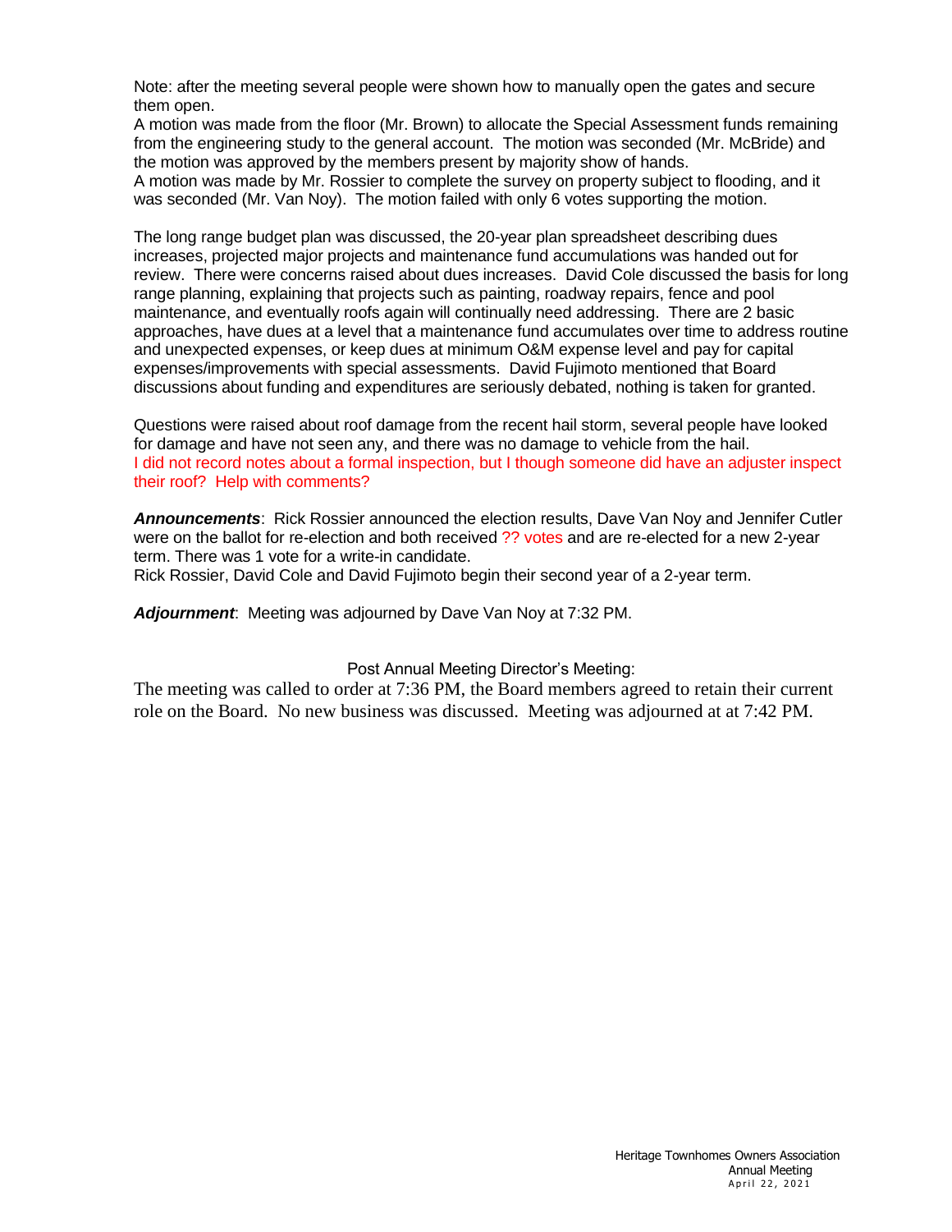Note: after the meeting several people were shown how to manually open the gates and secure them open.

A motion was made from the floor (Mr. Brown) to allocate the Special Assessment funds remaining from the engineering study to the general account. The motion was seconded (Mr. McBride) and the motion was approved by the members present by majority show of hands.

A motion was made by Mr. Rossier to complete the survey on property subject to flooding, and it was seconded (Mr. Van Noy). The motion failed with only 6 votes supporting the motion.

The long range budget plan was discussed, the 20-year plan spreadsheet describing dues increases, projected major projects and maintenance fund accumulations was handed out for review. There were concerns raised about dues increases. David Cole discussed the basis for long range planning, explaining that projects such as painting, roadway repairs, fence and pool maintenance, and eventually roofs again will continually need addressing. There are 2 basic approaches, have dues at a level that a maintenance fund accumulates over time to address routine and unexpected expenses, or keep dues at minimum O&M expense level and pay for capital expenses/improvements with special assessments. David Fujimoto mentioned that Board discussions about funding and expenditures are seriously debated, nothing is taken for granted.

Questions were raised about roof damage from the recent hail storm, several people have looked for damage and have not seen any, and there was no damage to vehicle from the hail.
I did not record notes about a formal inspection, but I though someone did have an adjuster inspect their roof? Help with comments?

***Announcements***: Rick Rossier announced the election results, Dave Van Noy and Jennifer Cutler were on the ballot for re-election and both received ?? votes and are re-elected for a new 2-year term. There was 1 vote for a write-in candidate.
Rick Rossier, David Cole and David Fujimoto begin their second year of a 2-year term.

***Adjournment***: Meeting was adjourned by Dave Van Noy at 7:32 PM.

Post Annual Meeting Director's Meeting:

The meeting was called to order at 7:36 PM, the Board members agreed to retain their current role on the Board. No new business was discussed. Meeting was adjourned at at 7:42 PM.